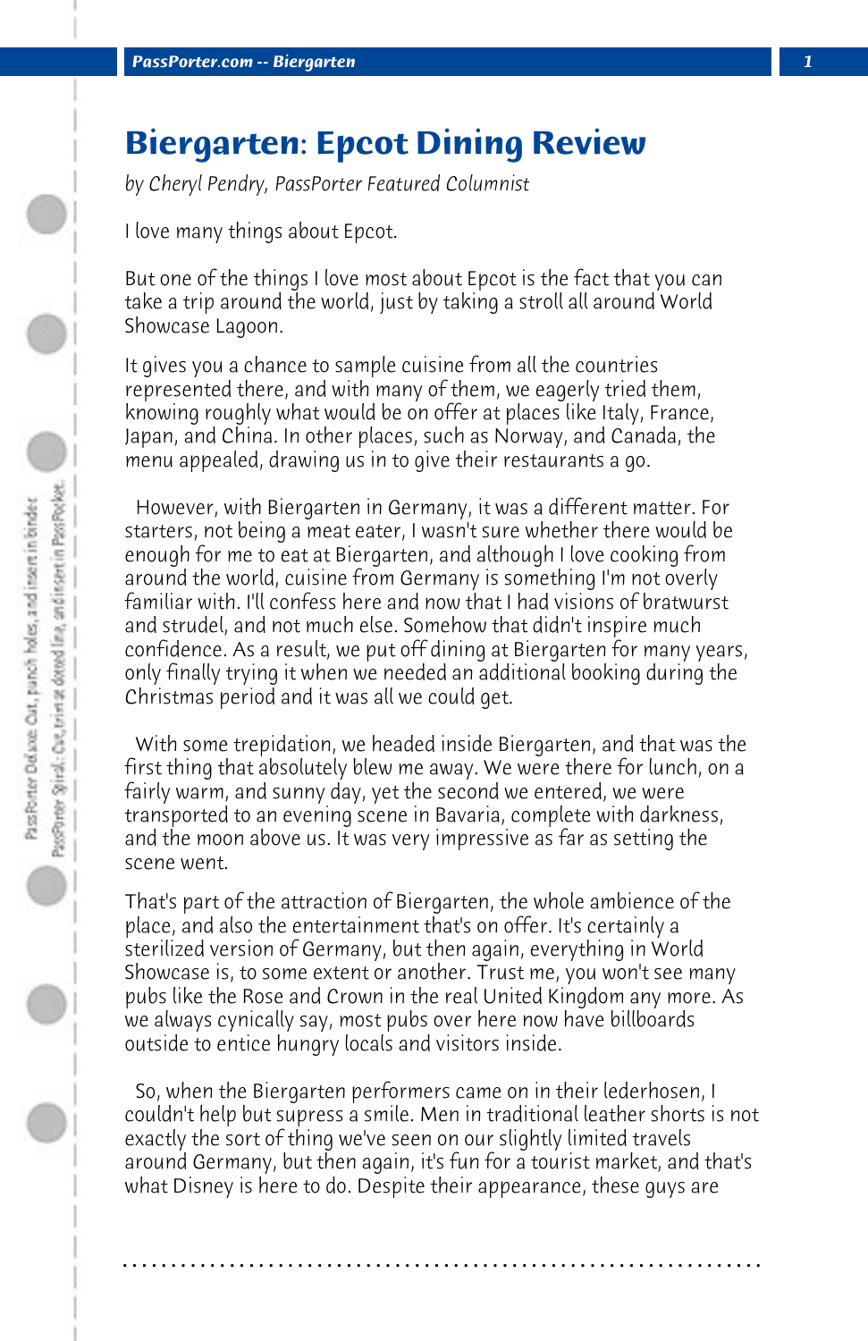# Biergarten: Epcot Dining Review

*by Cheryl Pendry, PassPorter Featured Columnist*

I love many things about Epcot.

But one of the things I love most about Epcot is the fact that you can take a trip around the world, just by taking a stroll all around World Showcase Lagoon.

It gives you a chance to sample cuisine from all the countries represented there, and with many of them, we eagerly tried them, knowing roughly what would be on offer at places like Italy, France, Japan, and China. In other places, such as Norway, and Canada, the menu appealed, drawing us in to give their restaurants a go.

However, with Biergarten in Germany, it was a different matter. For starters, not being a meat eater, I wasn't sure whether there would be enough for me to eat at Biergarten, and although I love cooking from around the world, cuisine from Germany is something I'm not overly familiar with. I'll confess here and now that I had visions of bratwurst and strudel, and not much else. Somehow that didn't inspire much confidence. As a result, we put off dining at Biergarten for many years, only finally trying it when we needed an additional booking during the Christmas period and it was all we could get.

With some trepidation, we headed inside Biergarten, and that was the first thing that absolutely blew me away. We were there for lunch, on a fairly warm, and sunny day, yet the second we entered, we were transported to an evening scene in Bavaria, complete with darkness, and the moon above us. It was very impressive as far as setting the scene went.

That's part of the attraction of Biergarten, the whole ambience of the place, and also the entertainment that's on offer. It's certainly a sterilized version of Germany, but then again, everything in World Showcase is, to some extent or another. Trust me, you won't see many pubs like the Rose and Crown in the real United Kingdom any more. As we always cynically say, most pubs over here now have billboards outside to entice hungry locals and visitors inside.

So, when the Biergarten performers came on in their lederhosen, I couldn't help but supress a smile. Men in traditional leather shorts is not exactly the sort of thing we've seen on our slightly limited travels around Germany, but then again, it's fun for a tourist market, and that's what Disney is here to do. Despite their appearance, these guys are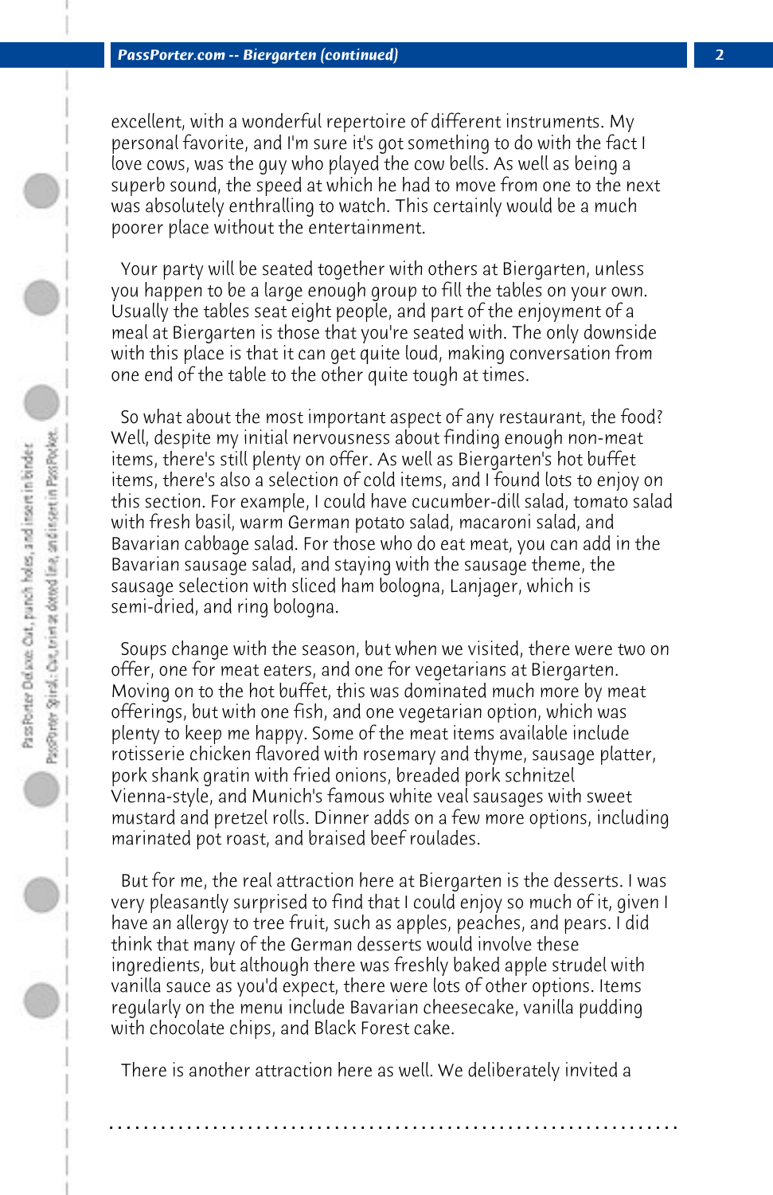excellent, with a wonderful repertoire of different instruments. My personal favorite, and I'm sure it's got something to do with the fact I love cows, was the guy who played the cow bells. As well as being a superb sound, the speed at which he had to move from one to the next was absolutely enthralling to watch. This certainly would be a much poorer place without the entertainment.

Your party will be seated together with others at Biergarten, unless you happen to be a large enough group to fill the tables on your own. Usually the tables seat eight people, and part of the enjoyment of a meal at Biergarten is those that you're seated with. The only downside with this place is that it can get quite loud, making conversation from one end of the table to the other quite tough at times.

So what about the most important aspect of any restaurant, the food? Well, despite my initial nervousness about finding enough non-meat items, there's still plenty on offer. As well as Biergarten's hot buffet items, there's also a selection of cold items, and I found lots to enjoy on this section. For example, I could have cucumber-dill salad, tomato salad with fresh basil, warm German potato salad, macaroni salad, and Bavarian cabbage salad. For those who do eat meat, you can add in the Bavarian sausage salad, and staying with the sausage theme, the sausage selection with sliced ham bologna, Lanjager, which is semi-dried, and ring bologna.

Soups change with the season, but when we visited, there were two on offer, one for meat eaters, and one for vegetarians at Biergarten. Moving on to the hot buffet, this was dominated much more by meat offerings, but with one fish, and one vegetarian option, which was plenty to keep me happy. Some of the meat items available include rotisserie chicken flavored with rosemary and thyme, sausage platter, pork shank gratin with fried onions, breaded pork schnitzel Vienna-style, and Munich's famous white veal sausages with sweet mustard and pretzel rolls. Dinner adds on a few more options, including marinated pot roast, and braised beef roulades.

But for me, the real attraction here at Biergarten is the desserts. I was very pleasantly surprised to find that I could enjoy so much of it, given I have an allergy to tree fruit, such as apples, peaches, and pears. I did think that many of the German desserts would involve these ingredients, but although there was freshly baked apple strudel with vanilla sauce as you'd expect, there were lots of other options. Items regularly on the menu include Bavarian cheesecake, vanilla pudding with chocolate chips, and Black Forest cake.

There is another attraction here as well. We deliberately invited a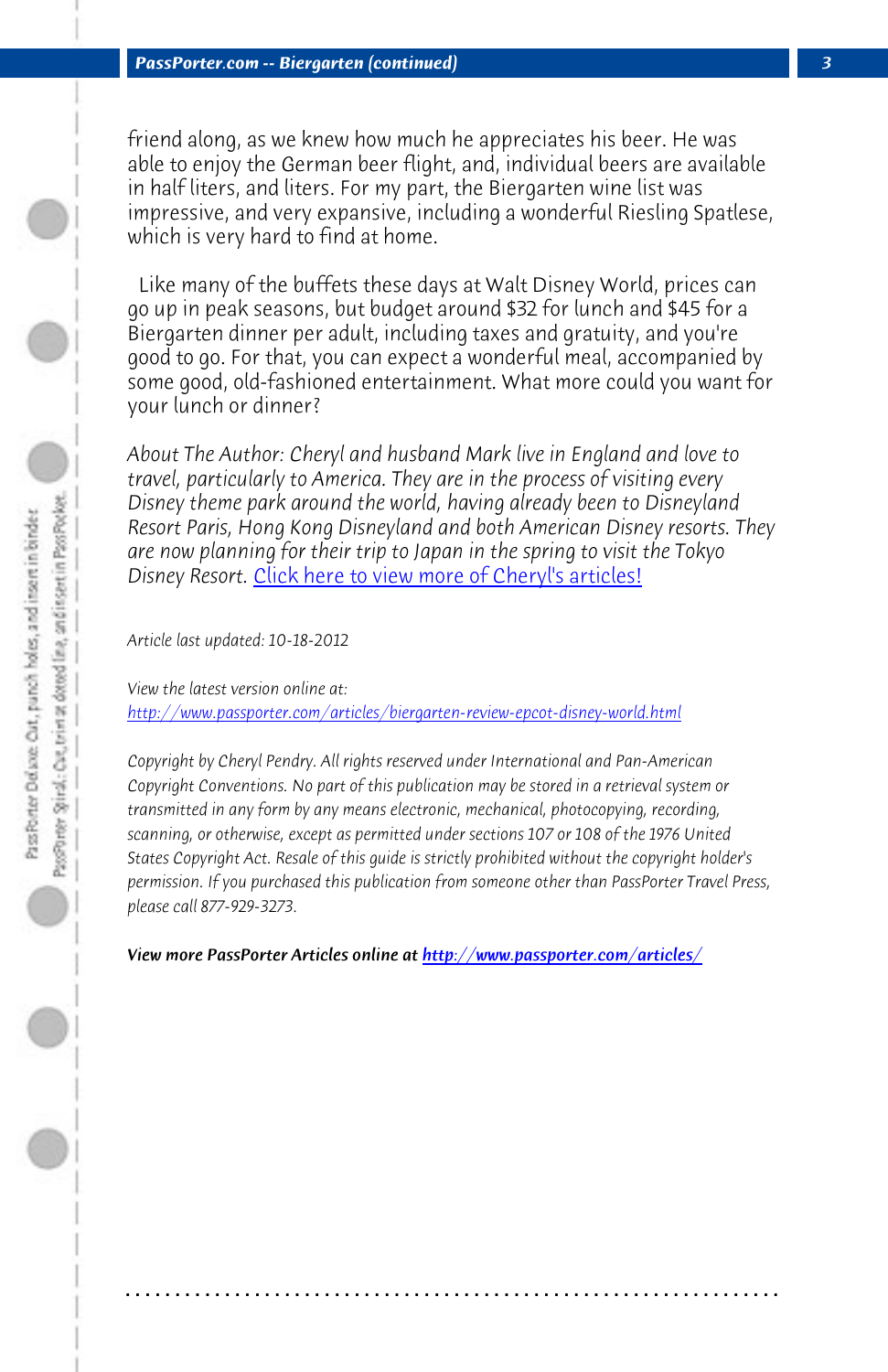friend along, as we knew how much he appreciates his beer. He was able to enjoy the German beer flight, and, individual beers are available in half liters, and liters. For my part, the Biergarten wine list was impressive, and very expansive, including a wonderful Riesling Spatlese, which is very hard to find at home.

Like many of the buffets these days at Walt Disney World, prices can go up in peak seasons, but budget around $32 for lunch and $45 for a Biergarten dinner per adult, including taxes and gratuity, and you're good to go. For that, you can expect a wonderful meal, accompanied by some good, old-fashioned entertainment. What more could you want for your lunch or dinner?

*About The Author: Cheryl and husband Mark live in England and love to travel, particularly to America. They are in the process of visiting every Disney theme park around the world, having already been to Disneyland Resort Paris, Hong Kong Disneyland and both American Disney resorts. They are now planning for their trip to Japan in the spring to visit the Tokyo Disney Resort.* [Click here to view more of Cheryl's articles!]

*Article last updated: 10-18-2012*

*View the latest version online at:*
*http://www.passporter.com/articles/biergarten-review-epcot-disney-world.html*

*Copyright by Cheryl Pendry. All rights reserved under International and Pan-American Copyright Conventions. No part of this publication may be stored in a retrieval system or transmitted in any form by any means electronic, mechanical, photocopying, recording, scanning, or otherwise, except as permitted under sections 107 or 108 of the 1976 United States Copyright Act. Resale of this guide is strictly prohibited without the copyright holder's permission. If you purchased this publication from someone other than PassPorter Travel Press, please call 877-929-3273.*

***View more PassPorter Articles online at http://www.passporter.com/articles/***